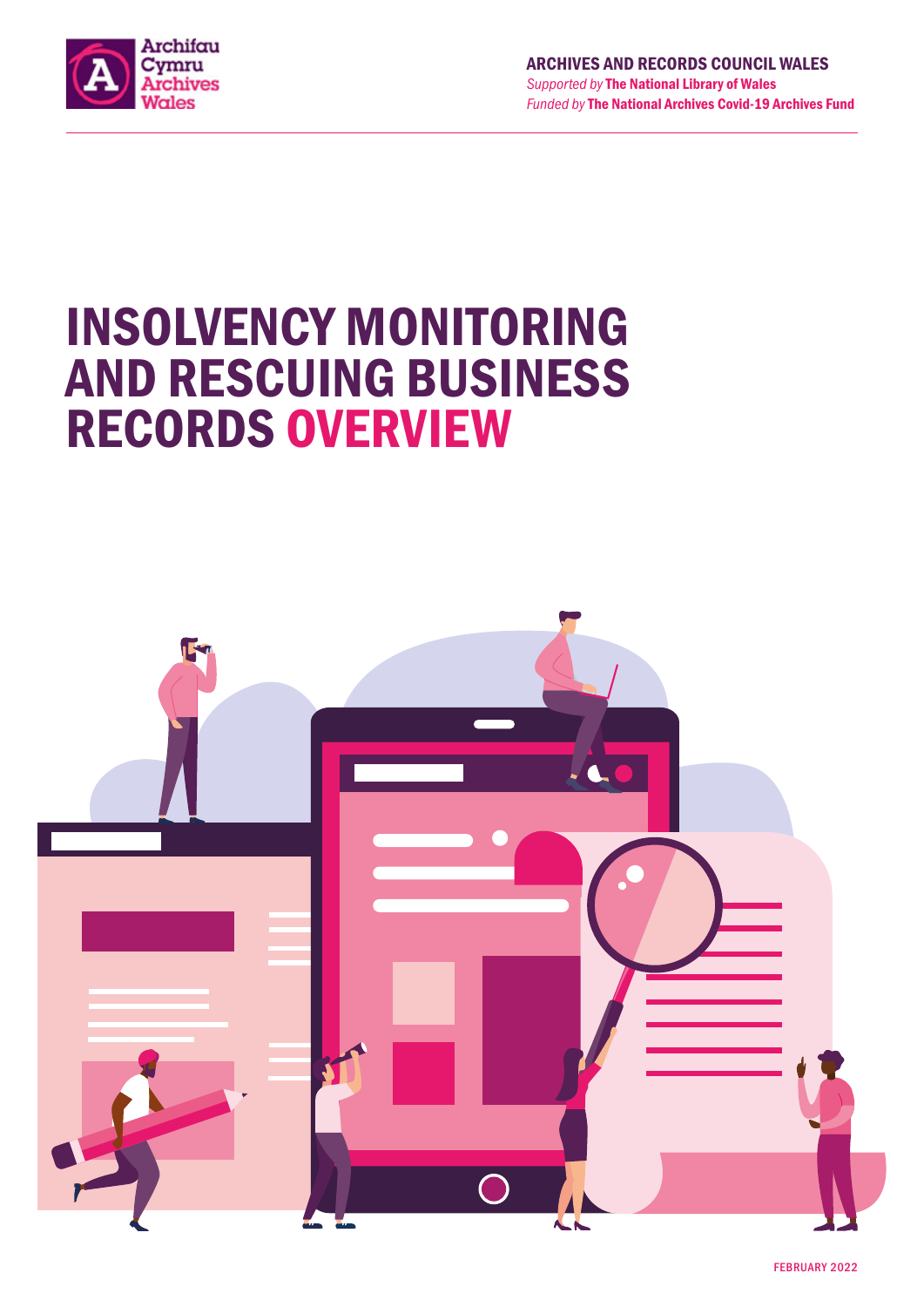Archifau Cymru Archives Wales

**ARCHIVES AND RECORDS COUNCIL WALES**
*Supported by* **The National Library of Wales**
*Funded by* **The National Archives Covid-19 Archives Fund**

# INSOLVENCY MONITORING AND RESCUING BUSINESS RECORDS OVERVIEW

FEBRUARY 2022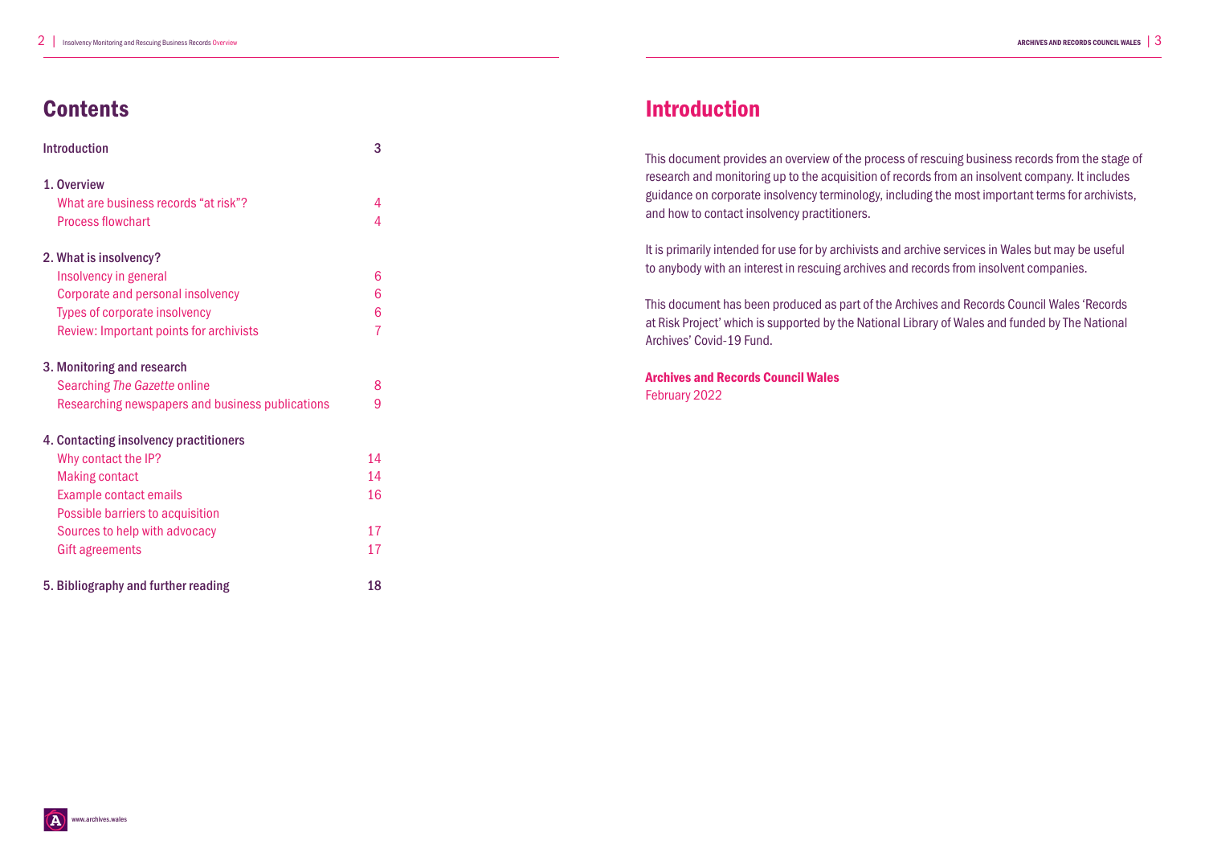## Contents

| | |
|---|---|
| **Introduction** | 3 |
| **1. Overview** | |
| What are business records "at risk"? | 4 |
| Process flowchart | 4 |
| **2. What is insolvency?** | |
| Insolvency in general | 6 |
| Corporate and personal insolvency | 6 |
| Types of corporate insolvency | 6 |
| Review: Important points for archivists | 7 |
| **3. Monitoring and research** | |
| Searching *The Gazette* online | 8 |
| Researching newspapers and business publications | 9 |
| **4. Contacting insolvency practitioners** | |
| Why contact the IP? | 14 |
| Making contact | 14 |
| Example contact emails | 16 |
| Possible barriers to acquisition | |
| Sources to help with advocacy | 17 |
| Gift agreements | 17 |
| **5. Bibliography and further reading** | 18 |

## Introduction

This document provides an overview of the process of rescuing business records from the stage of research and monitoring up to the acquisition of records from an insolvent company. It includes guidance on corporate insolvency terminology, including the most important terms for archivists, and how to contact insolvency practitioners.

It is primarily intended for use for by archivists and archive services in Wales but may be useful to anybody with an interest in rescuing archives and records from insolvent companies.

This document has been produced as part of the Archives and Records Council Wales 'Records at Risk Project' which is supported by the National Library of Wales and funded by The National Archives' Covid-19 Fund.

**Archives and Records Council Wales**
February 2022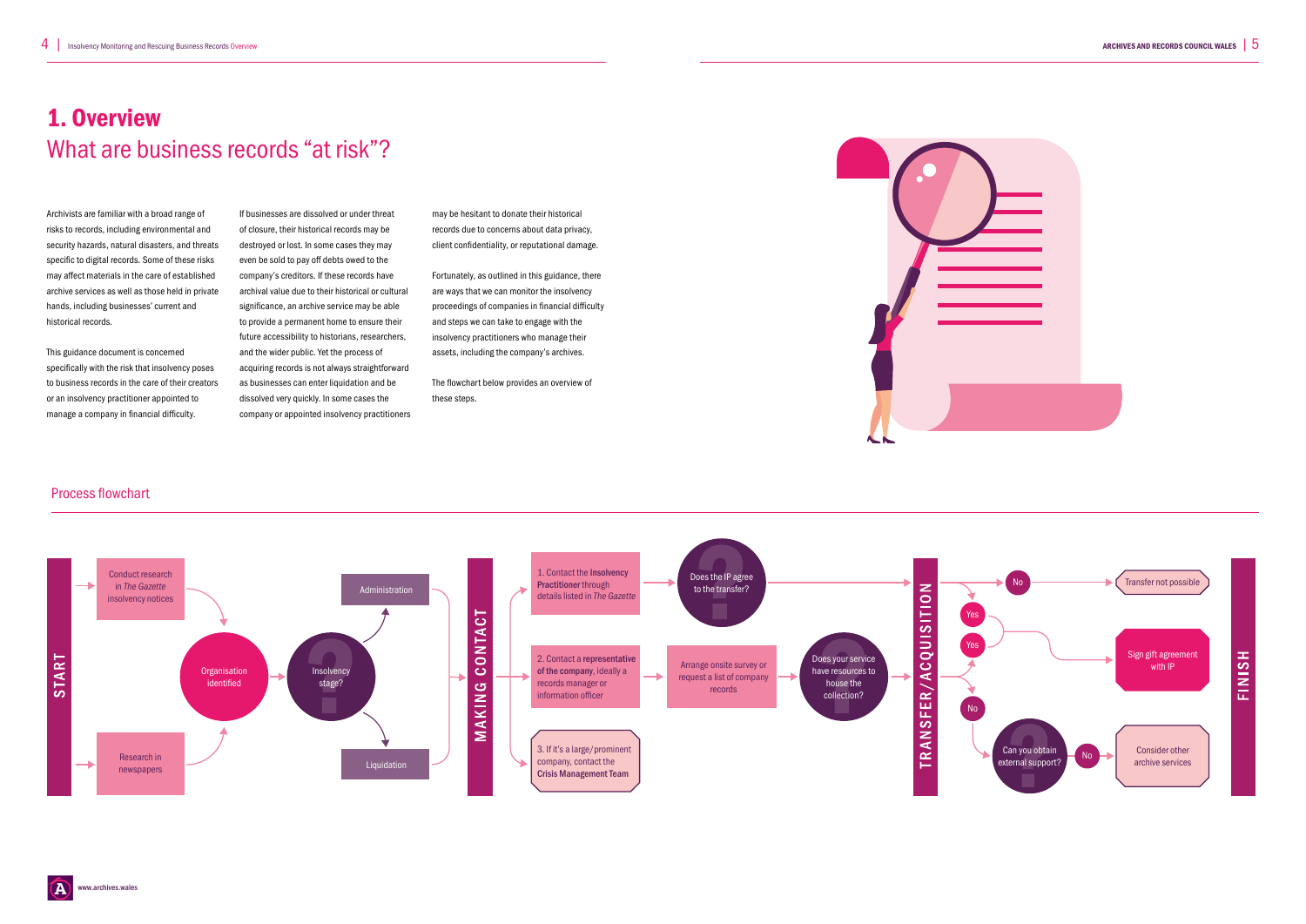# 1. Overview

## What are business records "at risk"?

Archivists are familiar with a broad range of risks to records, including environmental and security hazards, natural disasters, and threats specific to digital records. Some of these risks may affect materials in the care of established archive services as well as those held in private hands, including businesses' current and historical records.

This guidance document is concerned specifically with the risk that insolvency poses to business records in the care of their creators or an insolvency practitioner appointed to manage a company in financial difficulty.

If businesses are dissolved or under threat of closure, their historical records may be destroyed or lost. In some cases they may even be sold to pay off debts owed to the company's creditors. If these records have archival value due to their historical or cultural significance, an archive service may be able to provide a permanent home to ensure their future accessibility to historians, researchers, and the wider public. Yet the process of acquiring records is not always straightforward as businesses can enter liquidation and be dissolved very quickly. In some cases the company or appointed insolvency practitioners may be hesitant to donate their historical records due to concerns about data privacy, client confidentiality, or reputational damage.

Fortunately, as outlined in this guidance, there are ways that we can monitor the insolvency proceedings of companies in financial difficulty and steps we can take to engage with the insolvency practitioners who manage their assets, including the company's archives.

The flowchart below provides an overview of these steps.

### Process flowchart

**START**

- Conduct research in *The Gazette* insolvency notices → Organisation identified
- Research in newspapers → Organisation identified
- Organisation identified → Insolvency stage? → Administration / Liquidation

**MAKING CONTACT**

1. Contact the **Insolvency Practitioner** through details listed in *The Gazette* → Does the IP agree to the transfer?
2. Contact a **representative of the company**, ideally a records manager or information officer → Arrange onsite survey or request a list of company records → Does your service have resources to house the collection?
3. If it's a large/prominent company, contact the **Crisis Management Team**

**TRANSFER/ACQUISITION**

- Does the IP agree to the transfer? No → Transfer not possible
- Does the IP agree to the transfer? Yes → Sign gift agreement with IP
- Does your service have resources to house the collection? Yes → Sign gift agreement with IP
- Does your service have resources to house the collection? No → Can you obtain external support?
- Can you obtain external support? No → Consider other archive services

**FINISH**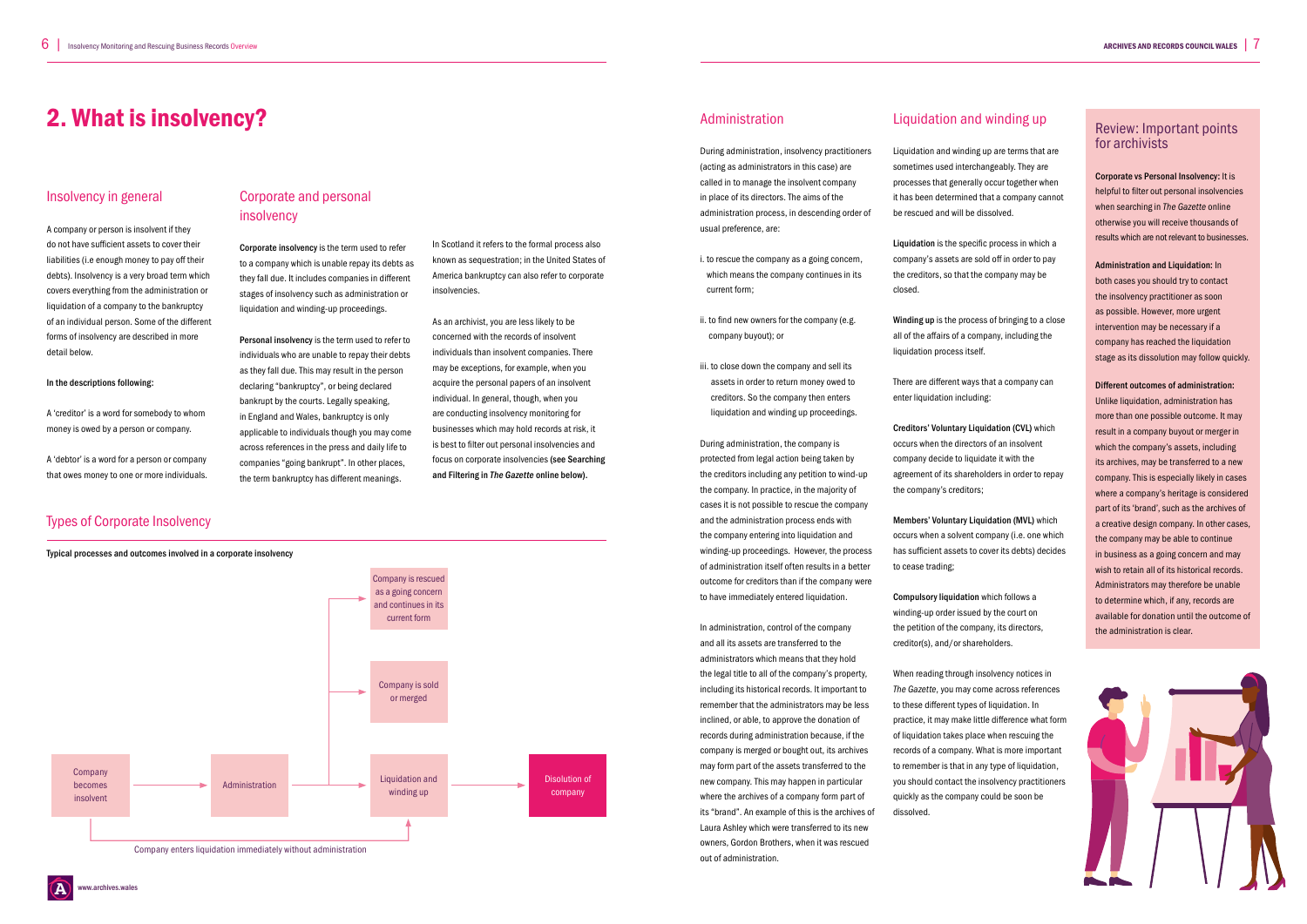# 2. What is insolvency?

## Insolvency in general

A company or person is insolvent if they do not have sufficient assets to cover their liabilities (i.e enough money to pay off their debts). Insolvency is a very broad term which covers everything from the administration or liquidation of a company to the bankruptcy of an individual person. Some of the different forms of insolvency are described in more detail below.

**In the descriptions following:**

A 'creditor' is a word for somebody to whom money is owed by a person or company.

A 'debtor' is a word for a person or company that owes money to one or more individuals.

## Corporate and personal insolvency

**Corporate insolvency** is the term used to refer to a company which is unable repay its debts as they fall due. It includes companies in different stages of insolvency such as administration or liquidation and winding-up proceedings.

**Personal insolvency** is the term used to refer to individuals who are unable to repay their debts as they fall due. This may result in the person declaring "bankruptcy", or being declared bankrupt by the courts. Legally speaking, in England and Wales, bankruptcy is only applicable to individuals though you may come across references in the press and daily life to companies "going bankrupt". In other places, the term bankruptcy has different meanings.

In Scotland it refers to the formal process also known as sequestration; in the United States of America bankruptcy can also refer to corporate insolvencies.

As an archivist, you are less likely to be concerned with the records of insolvent individuals than insolvent companies. There may be exceptions, for example, when you acquire the personal papers of an insolvent individual. In general, though, when you are conducting insolvency monitoring for businesses which may hold records at risk, it is best to filter out personal insolvencies and focus on corporate insolvencies **(see Searching and Filtering in *The Gazette* online below).**

## Types of Corporate Insolvency

**Typical processes and outcomes involved in a corporate insolvency**

- Company becomes insolvent → Administration
- Administration → Company is rescued as a going concern and continues in its current form
- Administration → Company is sold or merged
- Administration → Liquidation and winding up → Dissolution of company
- Company becomes insolvent → Liquidation and winding up (Company enters liquidation immediately without administration)

## Administration

During administration, insolvency practitioners (acting as administrators in this case) are called in to manage the insolvent company in place of its directors. The aims of the administration process, in descending order of usual preference, are:

i. to rescue the company as a going concern, which means the company continues in its current form;

ii. to find new owners for the company (e.g. company buyout); or

iii. to close down the company and sell its assets in order to return money owed to creditors. So the company then enters liquidation and winding up proceedings.

During administration, the company is protected from legal action being taken by the creditors including any petition to wind-up the company. In practice, in the majority of cases it is not possible to rescue the company and the administration process ends with the company entering into liquidation and winding-up proceedings. However, the process of administration itself often results in a better outcome for creditors than if the company were to have immediately entered liquidation.

In administration, control of the company and all its assets are transferred to the administrators which means that they hold the legal title to all of the company's property, including its historical records. It important to remember that the administrators may be less inclined, or able, to approve the donation of records during administration because, if the company is merged or bought out, its archives may form part of the assets transferred to the new company. This may happen in particular where the archives of a company form part of its "brand". An example of this is the archives of Laura Ashley which were transferred to its new owners, Gordon Brothers, when it was rescued out of administration.

## Liquidation and winding up

Liquidation and winding up are terms that are sometimes used interchangeably. They are processes that generally occur together when it has been determined that a company cannot be rescued and will be dissolved.

**Liquidation** is the specific process in which a company's assets are sold off in order to pay the creditors, so that the company may be closed.

**Winding up** is the process of bringing to a close all of the affairs of a company, including the liquidation process itself.

There are different ways that a company can enter liquidation including:

**Creditors' Voluntary Liquidation (CVL)** which occurs when the directors of an insolvent company decide to liquidate it with the agreement of its shareholders in order to repay the company's creditors;

**Members' Voluntary Liquidation (MVL)** which occurs when a solvent company (i.e. one which has sufficient assets to cover its debts) decides to cease trading;

**Compulsory liquidation** which follows a winding-up order issued by the court on the petition of the company, its directors, creditor(s), and/or shareholders.

When reading through insolvency notices in *The Gazette*, you may come across references to these different types of liquidation. In practice, it may make little difference what form of liquidation takes place when rescuing the records of a company. What is more important to remember is that in any type of liquidation, you should contact the insolvency practitioners quickly as the company could be soon be dissolved.

## Review: Important points for archivists

**Corporate vs Personal Insolvency:** It is helpful to filter out personal insolvencies when searching in *The Gazette* online otherwise you will receive thousands of results which are not relevant to businesses.

**Administration and Liquidation:** In both cases you should try to contact the insolvency practitioner as soon as possible. However, more urgent intervention may be necessary if a company has reached the liquidation stage as its dissolution may follow quickly.

**Different outcomes of administration:** Unlike liquidation, administration has more than one possible outcome. It may result in a company buyout or merger in which the company's assets, including its archives, may be transferred to a new company. This is especially likely in cases where a company's heritage is considered part of its 'brand', such as the archives of a creative design company. In other cases, the company may be able to continue in business as a going concern and may wish to retain all of its historical records. Administrators may therefore be unable to determine which, if any, records are available for donation until the outcome of the administration is clear.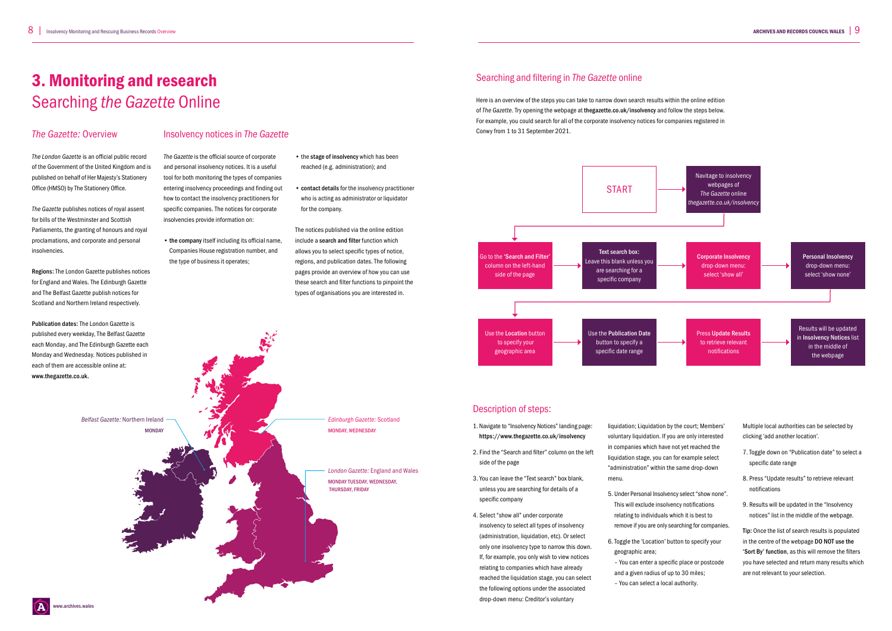# 3. Monitoring and research

## Searching *the Gazette* Online

### *The Gazette:* Overview

*The London Gazette* is an official public record of the Government of the United Kingdom and is published on behalf of Her Majesty's Stationery Office (HMSO) by The Stationery Office.

*The Gazette* publishes notices of royal assent for bills of the Westminster and Scottish Parliaments, the granting of honours and royal proclamations, and corporate and personal insolvencies.

**Regions:** The London Gazette publishes notices for England and Wales. The Edinburgh Gazette and The Belfast Gazette publish notices for Scotland and Northern Ireland respectively.

**Publication dates:** The London Gazette is published every weekday, The Belfast Gazette each Monday, and The Edinburgh Gazette each Monday and Wednesday. Notices published in each of them are accessible online at: **www.thegazette.co.uk.**

### Insolvency notices in *The Gazette*

*The Gazette* is the official source of corporate and personal insolvency notices. It is a useful tool for both monitoring the types of companies entering insolvency proceedings and finding out how to contact the insolvency practitioners for specific companies. The notices for corporate insolvencies provide information on:

- **the company** itself including its official name, Companies House registration number, and the type of business it operates;
- the **stage of insolvency** which has been reached (e.g. administration); and
- **contact details** for the insolvency practitioner who is acting as administrator or liquidator for the company.

The notices published via the online edition include a **search and filter** function which allows you to select specific types of notice, regions, and publication dates. The following pages provide an overview of how you can use these search and filter functions to pinpoint the types of organisations you are interested in.

*Belfast Gazette:* Northern Ireland
MONDAY

*Edinburgh Gazette:* Scotland
MONDAY, WEDNESDAY

*London Gazette:* England and Wales
MONDAY TUESDAY, WEDNESDAY, THURSDAY, FRIDAY

## Searching and filtering in *The Gazette* online

Here is an overview of the steps you can take to narrow down search results within the online edition of *The Gazette*. Try opening the webpage at **thegazette.co.uk/insolvency** and follow the steps below. For example, you could search for all of the corporate insolvency notices for companies registered in Conwy from 1 to 31 September 2021.

START → Navitage to insolvency webpages of *The Gazette* online *thegazette.co.uk/insolvency*

Go to the '**Search and Filter**' column on the left-hand side of the page → **Text search box:** Leave this blank unless you are searching for a specific company → **Corporate Insolvency** drop-down menu: select 'show all' → **Personal Insolvency** drop-down menu: select 'show none'

Use the **Location** button to specify your geographic area → Use the **Publication Date** button to specify a specific date range → Press **Update Results** to retrieve relevant notifications → Results will be updated in **Insolvency Notices** list in the middle of the webpage

### Description of steps:

1. Navigate to "Insolvency Notices" landing page: **https://www.thegazette.co.uk/insolvency**
2. Find the "Search and filter" column on the left side of the page
3. You can leave the "Text search" box blank, unless you are searching for details of a specific company
4. Select "show all" under corporate insolvency to select all types of insolvency (administration, liquidation, etc). Or select only one insolvency type to narrow this down. If, for example, you only wish to view notices relating to companies which have already reached the liquidation stage, you can select the following options under the associated drop-down menu: Creditor's voluntary liquidation; Liquidation by the court; Members' voluntary liquidation. If you are only interested in companies which have not yet reached the liquidation stage, you can for example select "administration" within the same drop-down menu.
5. Under Personal Insolvency select "show none". This will exclude insolvency notifications relating to individuals which it is best to remove if you are only searching for companies.
6. Toggle the 'Location' button to specify your geographic area;
   – You can enter a specific place or postcode and a given radius of up to 30 miles;
   – You can select a local authority.

   Multiple local authorities can be selected by clicking 'add another location'.
7. Toggle down on "Publication date" to select a specific date range
8. Press "Update results" to retrieve relevant notifications
9. Results will be updated in the "Insolvency notices" list in the middle of the webpage.

**Tip:** Once the list of search results is populated in the centre of the webpage **DO NOT use the 'Sort By' function**, as this will remove the filters you have selected and return many results which are not relevant to your selection.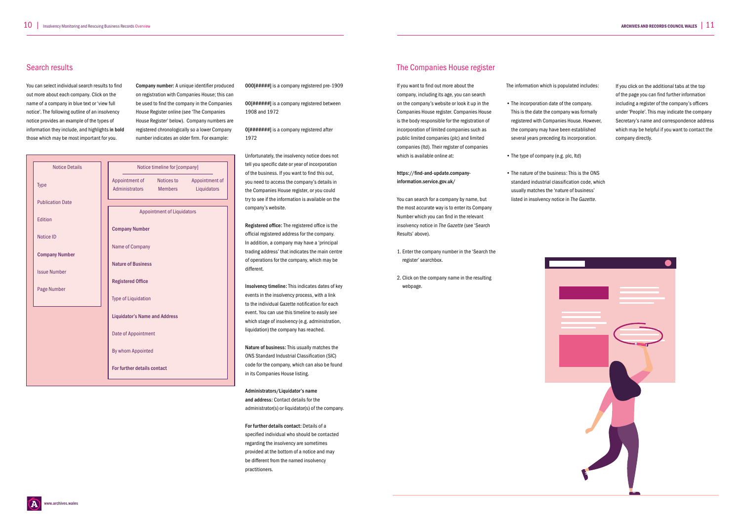## Search results

You can select individual search results to find out more about each company. Click on the name of a company in blue text or 'view full notice'. The following outline of an insolvency notice provides an example of the types of information they include, and highlights **in bold** those which may be most important for you.

**Company number:** A unique identifier produced on registration with Companies House; this can be used to find the company in the Companies House Register online (see 'The Companies House Register' below). Company numbers are registered chronologically so a lower Company number indicates an older firm. For example:

**000[#####]** is a company registered pre-1909

**00[######]** is a company registered between 1908 and 1972

**0[#######]** is a company registered after 1972

| Notice Details |
|---|
| Type |
| Publication Date |
| Edition |
| Notice ID |
| **Company Number** |
| Issue Number |
| Page Number |

| Notice timeline for [*company*] | | |
|---|---|---|
| Appointment of Administrators | Notices to Members | Appointment of Liquidators |

| Appointment of Liquidators |
|---|
| **Company Number** |
| Name of Company |
| **Nature of Business** |
| **Registered Office** |
| Type of Liquidation |
| **Liquidator's Name and Address** |
| Date of Appointment |
| By whom Appointed |
| **For further details contact** |

Unfortunately, the insolvency notice does not tell you specific date or year of incorporation of the business. If you want to find this out, you need to access the company's details in the Companies House register, or you could try to see if the information is available on the company's website.

**Registered office:** The registered office is the official registered address for the company. In addition, a company may have a 'principal trading address' that indicates the main centre of operations for the company, which may be different.

**Insolvency timeline:** This indicates dates of key events in the insolvency process, with a link to the individual Gazette notification for each event. You can use this timeline to easily see which stage of insolvency (e.g. administration, liquidation) the company has reached.

**Nature of business:** This usually matches the ONS Standard Industrial Classification (SIC) code for the company, which can also be found in its Companies House listing.

**Administrators/Liquidator's name and address:** Contact details for the administrator(s) or liquidator(s) of the company.

**For further details contact:** Details of a specified individual who should be contacted regarding the insolvency are sometimes provided at the bottom of a notice and may be different from the named insolvency practitioners.

## The Companies House register

If you want to find out more about the company, including its age, you can search on the company's website or look it up in the Companies House register. Companies House is the body responsible for the registration of incorporation of limited companies such as public limited companies (plc) and limited companies (ltd). Their register of companies which is available online at:

**https://find-and-update.company-information.service.gov.uk/**

You can search for a company by name, but the most accurate way is to enter its Company Number which you can find in the relevant insolvency notice in *The Gazette* (see 'Search Results' above).

1. Enter the company number in the 'Search the register' searchbox.
2. Click on the company name in the resulting webpage.

The information which is populated includes:

- The incorporation date of the company. This is the date the company was formally registered with Companies House. However, the company may have been established several years preceding its incorporation.
- The type of company (e.g. plc, ltd)
- The nature of the business: This is the ONS standard industrial classification code, which usually matches the 'nature of business' listed in insolvency notice in *The Gazette*.

If you click on the additional tabs at the top of the page you can find further information including a register of the company's officers under 'People'. This may indicate the company Secretary's name and correspondence address which may be helpful if you want to contact the company directly.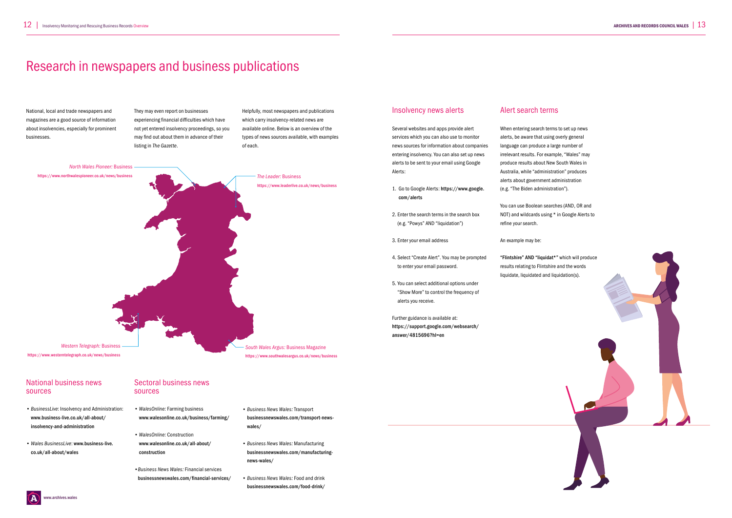# Research in newspapers and business publications

National, local and trade newspapers and magazines are a good source of information about insolvencies, especially for prominent businesses.

They may even report on businesses experiencing financial difficulties which have not yet entered insolvency proceedings, so you may find out about them in advance of their listing in *The Gazette*.

Helpfully, most newspapers and publications which carry insolvency-related news are available online. Below is an overview of the types of news sources available, with examples of each.

*North Wales Pioneer:* Business
https://www.northwalespioneer.co.uk/news/business

*The Leader:* Business
https://www.leaderlive.co.uk/news/business

*Western Telegraph:* Business
https://www.westerntelegraph.co.uk/news/business

*South Wales Argus:* Business Magazine
https://www.southwalesargus.co.uk/news/business

## National business news sources

- *BusinessLive*: Insolvency and Administration: www.business-live.co.uk/all-about/insolvency-and-administration
- *Wales BusinessLive*: www.business-live.co.uk/all-about/wales

## Sectoral business news sources

- *WalesOnline:* Farming business www.walesonline.co.uk/business/farming/
- *WalesOnline:* Construction www.walesonline.co.uk/all-about/construction
- *Business News Wales:* Financial services businessnewswales.com/financial-services/
- *Business News Wales:* Transport businessnewswales.com/transport-news-wales/
- *Business News Wales:* Manufacturing businessnewswales.com/manufacturing-news-wales/
- *Business News Wales:* Food and drink businessnewswales.com/food-drink/

## Insolvency news alerts

Several websites and apps provide alert services which you can also use to monitor news sources for information about companies entering insolvency. You can also set up news alerts to be sent to your email using Google Alerts:

1. Go to Google Alerts: https://www.google.com/alerts
2. Enter the search terms in the search box (e.g. "Powys" AND "liquidation")
3. Enter your email address
4. Select "Create Alert". You may be prompted to enter your email password.
5. You can select additional options under "Show More" to control the frequency of alerts you receive.

Further guidance is available at: https://support.google.com/websearch/answer/4815696?hl=en

## Alert search terms

When entering search terms to set up news alerts, be aware that using overly general language can produce a large number of irrelevant results. For example, "Wales" may produce results about New South Wales in Australia, while "administration" produces alerts about government administration (e.g. "The Biden administration").

You can use Boolean searches (AND, OR and NOT) and wildcards using * in Google Alerts to refine your search.

An example may be:

**"Flintshire" AND "liquidat*"** which will produce results relating to Flintshire and the words liquidate, liquidated and liquidation(s).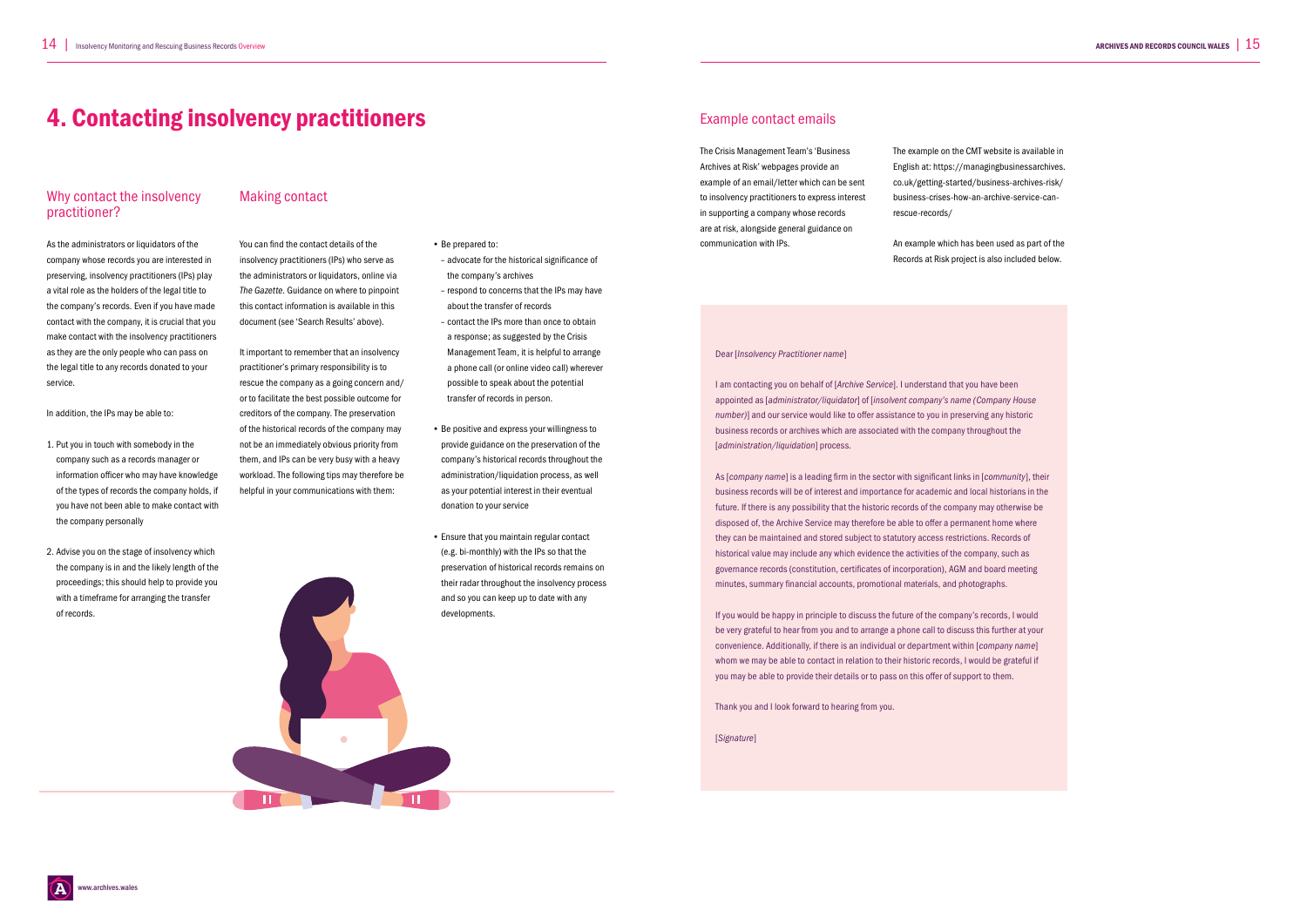# 4. Contacting insolvency practitioners

## Why contact the insolvency practitioner?

As the administrators or liquidators of the company whose records you are interested in preserving, insolvency practitioners (IPs) play a vital role as the holders of the legal title to the company's records. Even if you have made contact with the company, it is crucial that you make contact with the insolvency practitioners as they are the only people who can pass on the legal title to any records donated to your service.

In addition, the IPs may be able to:

1. Put you in touch with somebody in the company such as a records manager or information officer who may have knowledge of the types of records the company holds, if you have not been able to make contact with the company personally
2. Advise you on the stage of insolvency which the company is in and the likely length of the proceedings; this should help to provide you with a timeframe for arranging the transfer of records.

## Making contact

You can find the contact details of the insolvency practitioners (IPs) who serve as the administrators or liquidators, online via *The Gazette*. Guidance on where to pinpoint this contact information is available in this document (see 'Search Results' above).

It important to remember that an insolvency practitioner's primary responsibility is to rescue the company as a going concern and/ or to facilitate the best possible outcome for creditors of the company. The preservation of the historical records of the company may not be an immediately obvious priority from them, and IPs can be very busy with a heavy workload. The following tips may therefore be helpful in your communications with them:

- Be prepared to:
  - advocate for the historical significance of the company's archives
  - respond to concerns that the IPs may have about the transfer of records
  - contact the IPs more than once to obtain a response; as suggested by the Crisis Management Team, it is helpful to arrange a phone call (or online video call) wherever possible to speak about the potential transfer of records in person.
- Be positive and express your willingness to provide guidance on the preservation of the company's historical records throughout the administration/liquidation process, as well as your potential interest in their eventual donation to your service
- Ensure that you maintain regular contact (e.g. bi-monthly) with the IPs so that the preservation of historical records remains on their radar throughout the insolvency process and so you can keep up to date with any developments.

## Example contact emails

The Crisis Management Team's 'Business Archives at Risk' webpages provide an example of an email/letter which can be sent to insolvency practitioners to express interest in supporting a company whose records are at risk, alongside general guidance on communication with IPs.

The example on the CMT website is available in English at: https://managingbusinessarchives.co.uk/getting-started/business-archives-risk/business-crises-how-an-archive-service-can-rescue-records/

An example which has been used as part of the Records at Risk project is also included below.

Dear [*Insolvency Practitioner name*]

I am contacting you on behalf of [*Archive Service*]. I understand that you have been appointed as [*administrator/liquidator*] of [*insolvent company's name (Company House number)*] and our service would like to offer assistance to you in preserving any historic business records or archives which are associated with the company throughout the [*administration/liquidation*] process.

As [*company name*] is a leading firm in the sector with significant links in [*community*], their business records will be of interest and importance for academic and local historians in the future. If there is any possibility that the historic records of the company may otherwise be disposed of, the Archive Service may therefore be able to offer a permanent home where they can be maintained and stored subject to statutory access restrictions. Records of historical value may include any which evidence the activities of the company, such as governance records (constitution, certificates of incorporation), AGM and board meeting minutes, summary financial accounts, promotional materials, and photographs.

If you would be happy in principle to discuss the future of the company's records, I would be very grateful to hear from you and to arrange a phone call to discuss this further at your convenience. Additionally, if there is an individual or department within [*company name*] whom we may be able to contact in relation to their historic records, I would be grateful if you may be able to provide their details or to pass on this offer of support to them.

Thank you and I look forward to hearing from you.

[*Signature*]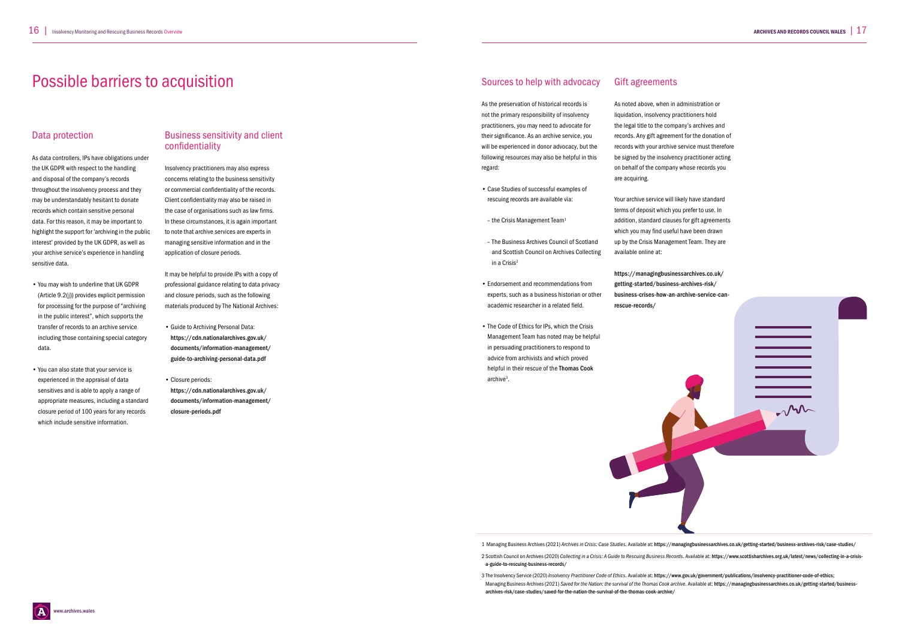# Possible barriers to acquisition

## Data protection

As data controllers, IPs have obligations under the UK GDPR with respect to the handling and disposal of the company's records throughout the insolvency process and they may be understandably hesitant to donate records which contain sensitive personal data. For this reason, it may be important to highlight the support for 'archiving in the public interest' provided by the UK GDPR, as well as your archive service's experience in handling sensitive data.

- You may wish to underline that UK GDPR (Article 9.2(j)) provides explicit permission for processing for the purpose of "archiving in the public interest", which supports the transfer of records to an archive service including those containing special category data.
- You can also state that your service is experienced in the appraisal of data sensitives and is able to apply a range of appropriate measures, including a standard closure period of 100 years for any records which include sensitive information.

## Business sensitivity and client confidentiality

Insolvency practitioners may also express concerns relating to the business sensitivity or commercial confidentiality of the records. Client confidentiality may also be raised in the case of organisations such as law firms. In these circumstances, it is again important to note that archive services are experts in managing sensitive information and in the application of closure periods.

It may be helpful to provide IPs with a copy of professional guidance relating to data privacy and closure periods, such as the following materials produced by The National Archives:

- Guide to Archiving Personal Data: **https://cdn.nationalarchives.gov.uk/documents/information-management/guide-to-archiving-personal-data.pdf**
- Closure periods: **https://cdn.nationalarchives.gov.uk/documents/information-management/closure-periods.pdf**

## Sources to help with advocacy

As the preservation of historical records is not the primary responsibility of insolvency practitioners, you may need to advocate for their significance. As an archive service, you will be experienced in donor advocacy, but the following resources may also be helpful in this regard:

- Case Studies of successful examples of rescuing records are available via:
  - the Crisis Management Team[1]
  - The Business Archives Council of Scotland and Scottish Council on Archives Collecting in a Crisis[2]
- Endorsement and recommendations from experts, such as a business historian or other academic researcher in a related field.
- The Code of Ethics for IPs, which the Crisis Management Team has noted may be helpful in persuading practitioners to respond to advice from archivists and which proved helpful in their rescue of the **Thomas Cook** archive[3].

## Gift agreements

As noted above, when in administration or liquidation, insolvency practitioners hold the legal title to the company's archives and records. Any gift agreement for the donation of records with your archive service must therefore be signed by the insolvency practitioner acting on behalf of the company whose records you are acquiring.

Your archive service will likely have standard terms of deposit which you prefer to use. In addition, standard clauses for gift agreements which you may find useful have been drawn up by the Crisis Management Team. They are available online at:

**https://managingbusinessarchives.co.uk/getting-started/business-archives-risk/business-crises-how-an-archive-service-can-rescue-records/**

1 Managing Business Archives (2021) *Archives in Crisis: Case Studies*. Available at: **https://managingbusinessarchives.co.uk/getting-started/business-archives-risk/case-studies/**

2 Scottish Council on Archives (2020) *Collecting in a Crisis: A Guide to Rescuing Business Records*. Available at: **https://www.scottisharchives.org.uk/latest/news/collecting-in-a-crisis-a-guide-to-rescuing-business-records/**

3 The Insolvency Service (2020) *Insolvency Practitioner Code of Ethics*. Available at: **https://www.gov.uk/government/publications/insolvency-practitioner-code-of-ethics**; Managing Business Archives (2021) *Saved for the Nation: the survival of the Thomas Cook archive*. Available at: **https://managingbusinessarchives.co.uk/getting-started/business-archives-risk/case-studies/saved-for-the-nation-the-survival-of-the-thomas-cook-archive/**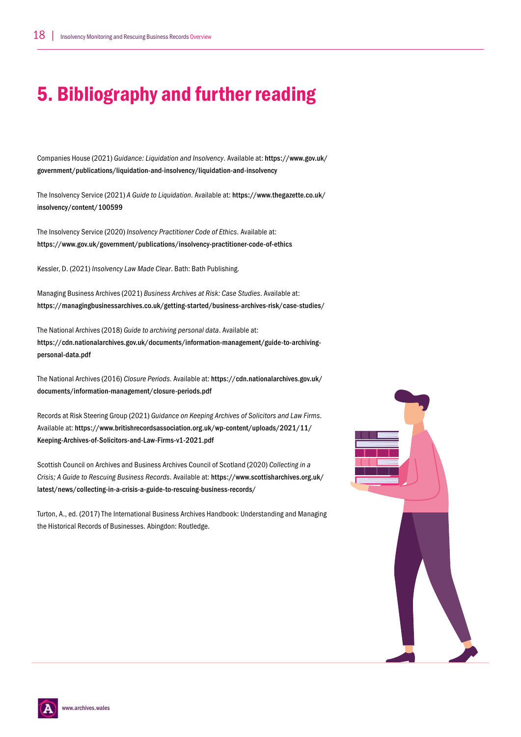# 5. Bibliography and further reading

Companies House (2021) *Guidance: Liquidation and Insolvency*. Available at: **https://www.gov.uk/government/publications/liquidation-and-insolvency/liquidation-and-insolvency**

The Insolvency Service (2021) *A Guide to Liquidation*. Available at: **https://www.thegazette.co.uk/insolvency/content/100599**

The Insolvency Service (2020) *Insolvency Practitioner Code of Ethics*. Available at: **https://www.gov.uk/government/publications/insolvency-practitioner-code-of-ethics**

Kessler, D. (2021) *Insolvency Law Made Clear*. Bath: Bath Publishing.

Managing Business Archives (2021) *Business Archives at Risk: Case Studies*. Available at: **https://managingbusinessarchives.co.uk/getting-started/business-archives-risk/case-studies/**

The National Archives (2018) *Guide to archiving personal data*. Available at: **https://cdn.nationalarchives.gov.uk/documents/information-management/guide-to-archiving-personal-data.pdf**

The National Archives (2016) *Closure Periods*. Available at: **https://cdn.nationalarchives.gov.uk/documents/information-management/closure-periods.pdf**

Records at Risk Steering Group (2021) *Guidance on Keeping Archives of Solicitors and Law Firms*. Available at: **https://www.britishrecordsassociation.org.uk/wp-content/uploads/2021/11/Keeping-Archives-of-Solicitors-and-Law-Firms-v1-2021.pdf**

Scottish Council on Archives and Business Archives Council of Scotland (2020) *Collecting in a Crisis; A Guide to Rescuing Business Records*. Available at: **https://www.scottisharchives.org.uk/latest/news/collecting-in-a-crisis-a-guide-to-rescuing-business-records/**

Turton, A., ed. (2017) The International Business Archives Handbook: Understanding and Managing the Historical Records of Businesses. Abingdon: Routledge.